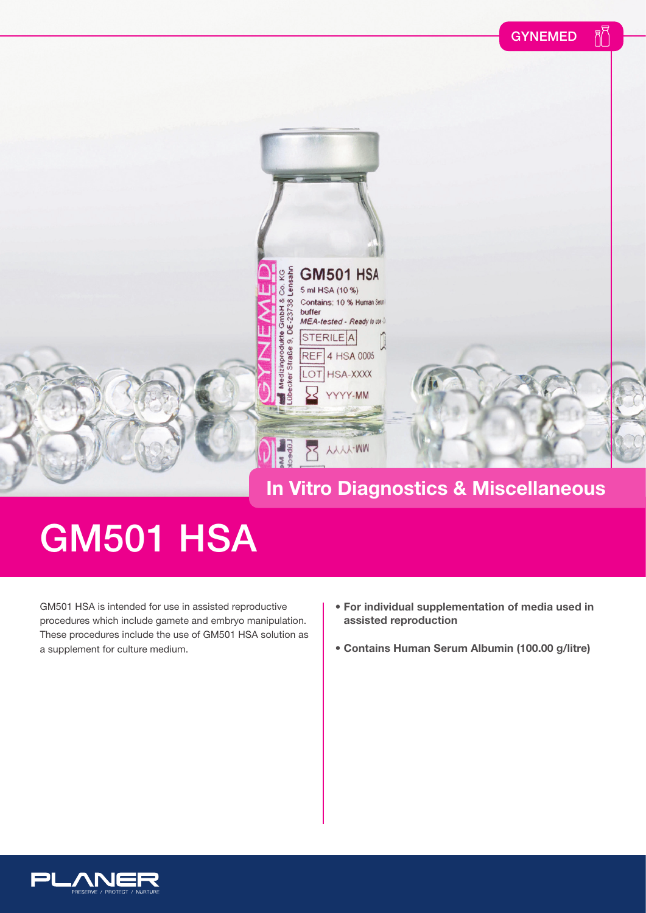GYNEMED

## In Vitro Diagnostics & Miscellaneous

# GM501 HSA

GM501 HSA is intended for use in assisted reproductive procedures which include gamete and embryo manipulation. These procedures include the use of GM501 HSA solution as a supplement for culture medium.

- **For individual supplementation of media used in assisted reproduction**
- **Contains Human Serum Albumin (100.00 g/litre)**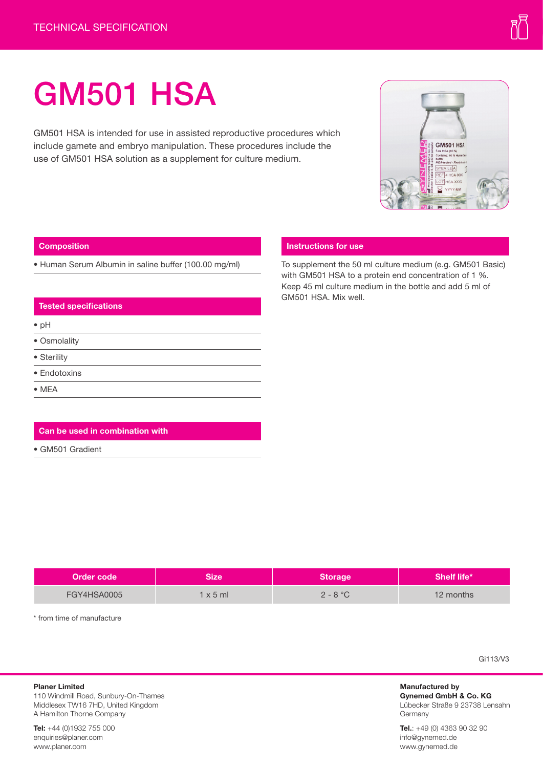TECHNICAL SPECIFICATION

# GM501 HSA

GM501 HSA is intended for use in assisted reproductive procedures which include gamete and embryo manipulation. These procedures include the use of GM501 HSA solution as a supplement for culture medium.

## Composition

- Human Serum Albumin in saline buffer (100.00 mg/ml)

## Tested specifications

- pH
- Osmolality
- Sterility
- Endotoxins
- MEA

## Can be used in combination with

- GM501 Gradient

## Instructions for use

To supplement the 50 ml culture medium (e.g. GM501 Basic) with GM501 HSA to a protein end concentration of 1 %. Keep 45 ml culture medium in the bottle and add 5 ml of GM501 HSA. Mix well.

| Order code | Size | Storage | Shelf life* |
|---|---|---|---|
| FGY4HSA0005 | 1 x 5 ml | 2 - 8 °C | 12 months |

\* from time of manufacture

Gi113/V3

**Planer Limited**
110 Windmill Road, Sunbury-On-Thames
Middlesex TW16 7HD, United Kingdom
A Hamilton Thorne Company

**Tel:** +44 (0)1932 755 000
enquiries@planer.com
www.planer.com

**Manufactured by**
**Gynemed GmbH & Co. KG**
Lübecker Straße 9 23738 Lensahn
Germany

**Tel.**: +49 (0) 4363 90 32 90
info@gynemed.de
www.gynemed.de